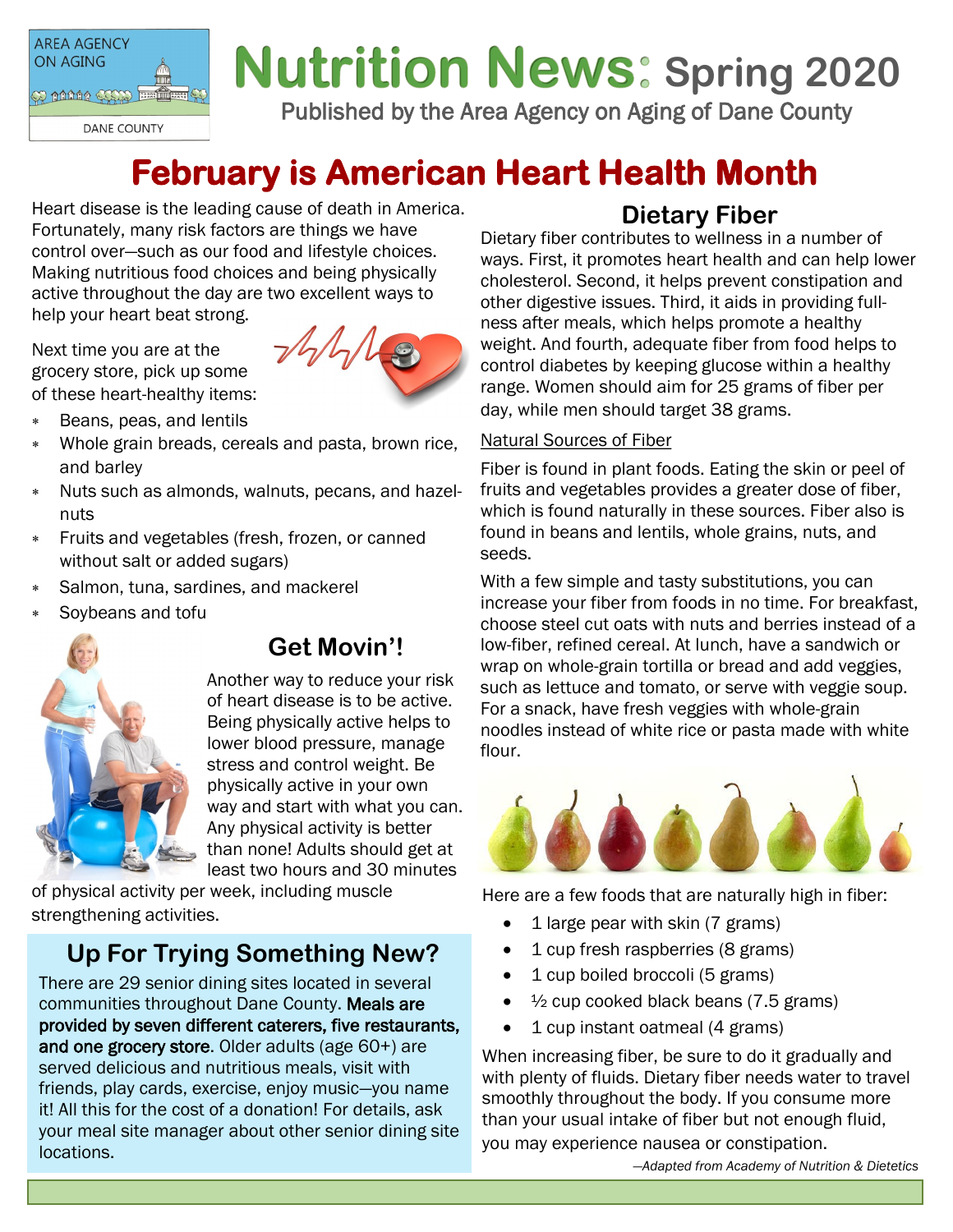AREA AGENCY ON AGING
DANE COUNTY

# Nutrition News: Spring 2020

Published by the Area Agency on Aging of Dane County

## February is American Heart Health Month

Heart disease is the leading cause of death in America. Fortunately, many risk factors are things we have control over—such as our food and lifestyle choices. Making nutritious food choices and being physically active throughout the day are two excellent ways to help your heart beat strong.

Next time you are at the grocery store, pick up some of these heart-healthy items:

- Beans, peas, and lentils
- Whole grain breads, cereals and pasta, brown rice, and barley
- Nuts such as almonds, walnuts, pecans, and hazelnuts
- Fruits and vegetables (fresh, frozen, or canned without salt or added sugars)
- Salmon, tuna, sardines, and mackerel
- Soybeans and tofu

### Get Movin'!

Another way to reduce your risk of heart disease is to be active. Being physically active helps to lower blood pressure, manage stress and control weight. Be physically active in your own way and start with what you can. Any physical activity is better than none! Adults should get at least two hours and 30 minutes of physical activity per week, including muscle strengthening activities.

### Up For Trying Something New?

There are 29 senior dining sites located in several communities throughout Dane County. **Meals are provided by seven different caterers, five restaurants, and one grocery store.** Older adults (age 60+) are served delicious and nutritious meals, visit with friends, play cards, exercise, enjoy music—you name it! All this for the cost of a donation! For details, ask your meal site manager about other senior dining site locations.

### Dietary Fiber

Dietary fiber contributes to wellness in a number of ways. First, it promotes heart health and can help lower cholesterol. Second, it helps prevent constipation and other digestive issues. Third, it aids in providing fullness after meals, which helps promote a healthy weight. And fourth, adequate fiber from food helps to control diabetes by keeping glucose within a healthy range. Women should aim for 25 grams of fiber per day, while men should target 38 grams.

Natural Sources of Fiber

Fiber is found in plant foods. Eating the skin or peel of fruits and vegetables provides a greater dose of fiber, which is found naturally in these sources. Fiber also is found in beans and lentils, whole grains, nuts, and seeds.

With a few simple and tasty substitutions, you can increase your fiber from foods in no time. For breakfast, choose steel cut oats with nuts and berries instead of a low-fiber, refined cereal. At lunch, have a sandwich or wrap on whole-grain tortilla or bread and add veggies, such as lettuce and tomato, or serve with veggie soup. For a snack, have fresh veggies with whole-grain noodles instead of white rice or pasta made with white flour.

Here are a few foods that are naturally high in fiber:

- 1 large pear with skin (7 grams)
- 1 cup fresh raspberries (8 grams)
- 1 cup boiled broccoli (5 grams)
- ½ cup cooked black beans (7.5 grams)
- 1 cup instant oatmeal (4 grams)

When increasing fiber, be sure to do it gradually and with plenty of fluids. Dietary fiber needs water to travel smoothly throughout the body. If you consume more than your usual intake of fiber but not enough fluid, you may experience nausea or constipation.

*—Adapted from Academy of Nutrition & Dietetics*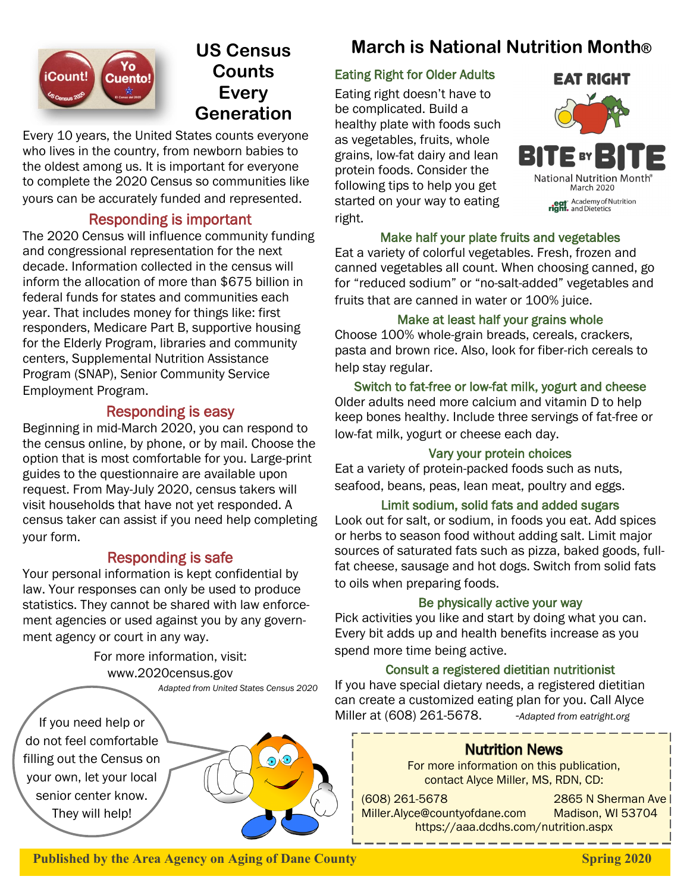# US Census Counts Every Generation

Every 10 years, the United States counts everyone who lives in the country, from newborn babies to the oldest among us. It is important for everyone to complete the 2020 Census so communities like yours can be accurately funded and represented.

## Responding is important

The 2020 Census will influence community funding and congressional representation for the next decade. Information collected in the census will inform the allocation of more than $675 billion in federal funds for states and communities each year. That includes money for things like: first responders, Medicare Part B, supportive housing for the Elderly Program, libraries and community centers, Supplemental Nutrition Assistance Program (SNAP), Senior Community Service Employment Program.

## Responding is easy

Beginning in mid-March 2020, you can respond to the census online, by phone, or by mail. Choose the option that is most comfortable for you. Large-print guides to the questionnaire are available upon request. From May-July 2020, census takers will visit households that have not yet responded. A census taker can assist if you need help completing your form.

## Responding is safe

Your personal information is kept confidential by law. Your responses can only be used to produce statistics. They cannot be shared with law enforcement agencies or used against you by any government agency or court in any way.

For more information, visit:
www.2020census.gov

*Adapted from United States Census 2020*

If you need help or do not feel comfortable filling out the Census on your own, let your local senior center know. They will help!

# March is National Nutrition Month®

## Eating Right for Older Adults

Eating right doesn't have to be complicated. Build a healthy plate with foods such as vegetables, fruits, whole grains, low-fat dairy and lean protein foods. Consider the following tips to help you get started on your way to eating right.

### Make half your plate fruits and vegetables

Eat a variety of colorful vegetables. Fresh, frozen and canned vegetables all count. When choosing canned, go for "reduced sodium" or "no-salt-added" vegetables and fruits that are canned in water or 100% juice.

### Make at least half your grains whole

Choose 100% whole-grain breads, cereals, crackers, pasta and brown rice. Also, look for fiber-rich cereals to help stay regular.

### Switch to fat-free or low-fat milk, yogurt and cheese

Older adults need more calcium and vitamin D to help keep bones healthy. Include three servings of fat-free or low-fat milk, yogurt or cheese each day.

### Vary your protein choices

Eat a variety of protein-packed foods such as nuts, seafood, beans, peas, lean meat, poultry and eggs.

### Limit sodium, solid fats and added sugars

Look out for salt, or sodium, in foods you eat. Add spices or herbs to season food without adding salt. Limit major sources of saturated fats such as pizza, baked goods, full-fat cheese, sausage and hot dogs. Switch from solid fats to oils when preparing foods.

### Be physically active your way

Pick activities you like and start by doing what you can. Every bit adds up and health benefits increase as you spend more time being active.

### Consult a registered dietitian nutritionist

If you have special dietary needs, a registered dietitian can create a customized eating plan for you. Call Alyce Miller at (608) 261-5678.

*-Adapted from eatright.org*

## Nutrition News

For more information on this publication, contact Alyce Miller, MS, RDN, CD:

(608) 261-5678
Miller.Alyce@countyofdane.com
2865 N Sherman Ave
Madison, WI 53704
https://aaa.dcdhs.com/nutrition.aspx

**Published by the Area Agency on Aging of Dane County** **Spring 2020**